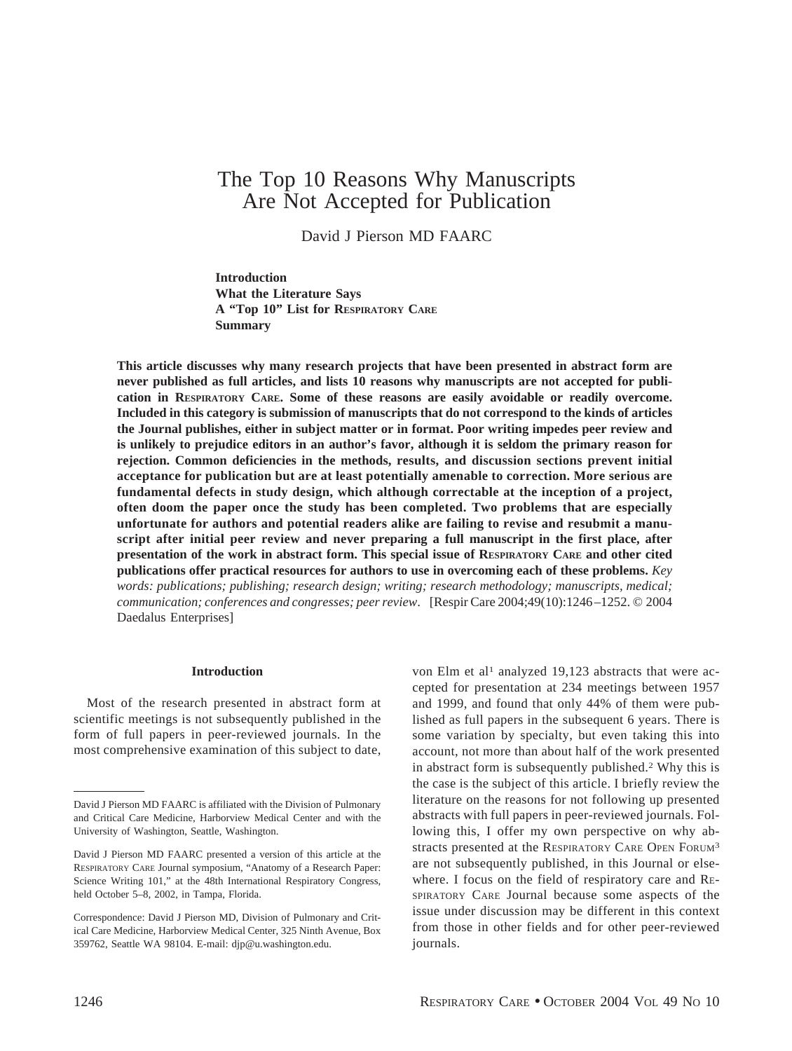# The Top 10 Reasons Why Manuscripts Are Not Accepted for Publication

David J Pierson MD FAARC

**Introduction**
**What the Literature Says**
**A "Top 10" List for RESPIRATORY CARE**
**Summary**

**This article discusses why many research projects that have been presented in abstract form are never published as full articles, and lists 10 reasons why manuscripts are not accepted for publication in RESPIRATORY CARE. Some of these reasons are easily avoidable or readily overcome. Included in this category is submission of manuscripts that do not correspond to the kinds of articles the Journal publishes, either in subject matter or in format. Poor writing impedes peer review and is unlikely to prejudice editors in an author's favor, although it is seldom the primary reason for rejection. Common deficiencies in the methods, results, and discussion sections prevent initial acceptance for publication but are at least potentially amenable to correction. More serious are fundamental defects in study design, which although correctable at the inception of a project, often doom the paper once the study has been completed. Two problems that are especially unfortunate for authors and potential readers alike are failing to revise and resubmit a manuscript after initial peer review and never preparing a full manuscript in the first place, after presentation of the work in abstract form. This special issue of RESPIRATORY CARE and other cited publications offer practical resources for authors to use in overcoming each of these problems.** *Key words: publications; publishing; research design; writing; research methodology; manuscripts, medical; communication; conferences and congresses; peer review*. [Respir Care 2004;49(10):1246–1252. © 2004 Daedalus Enterprises]

## Introduction

Most of the research presented in abstract form at scientific meetings is not subsequently published in the form of full papers in peer-reviewed journals. In the most comprehensive examination of this subject to date, von Elm et al[1] analyzed 19,123 abstracts that were accepted for presentation at 234 meetings between 1957 and 1999, and found that only 44% of them were published as full papers in the subsequent 6 years. There is some variation by specialty, but even taking this into account, not more than about half of the work presented in abstract form is subsequently published.[2] Why this is the case is the subject of this article. I briefly review the literature on the reasons for not following up presented abstracts with full papers in peer-reviewed journals. Following this, I offer my own perspective on why abstracts presented at the RESPIRATORY CARE OPEN FORUM[3] are not subsequently published, in this Journal or elsewhere. I focus on the field of respiratory care and RESPIRATORY CARE Journal because some aspects of the issue under discussion may be different in this context from those in other fields and for other peer-reviewed journals.

---

David J Pierson MD FAARC is affiliated with the Division of Pulmonary and Critical Care Medicine, Harborview Medical Center and with the University of Washington, Seattle, Washington.

David J Pierson MD FAARC presented a version of this article at the RESPIRATORY CARE Journal symposium, "Anatomy of a Research Paper: Science Writing 101," at the 48th International Respiratory Congress, held October 5–8, 2002, in Tampa, Florida.

Correspondence: David J Pierson MD, Division of Pulmonary and Critical Care Medicine, Harborview Medical Center, 325 Ninth Avenue, Box 359762, Seattle WA 98104. E-mail: djp@u.washington.edu.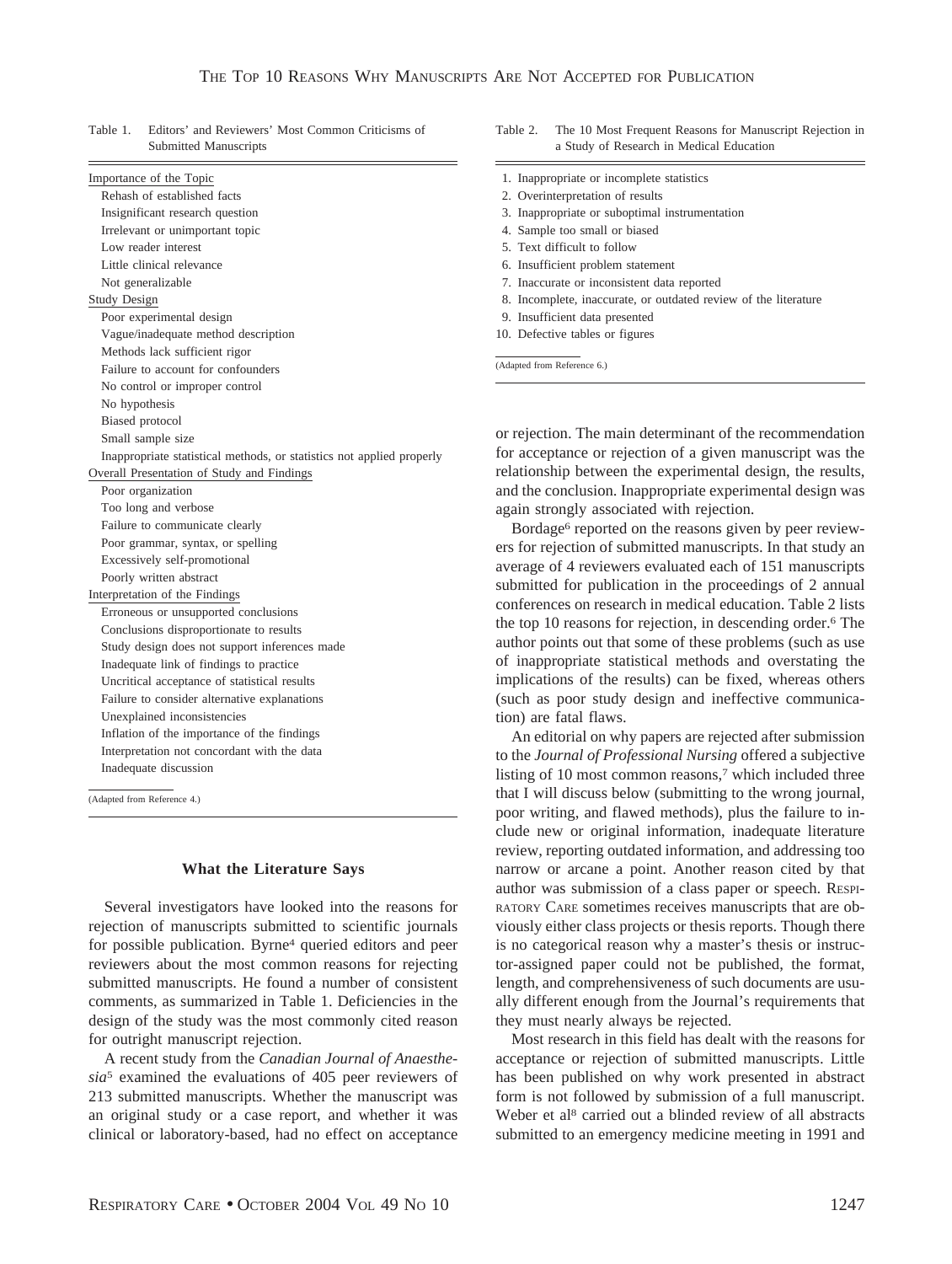Table 1. Editors' and Reviewers' Most Common Criticisms of Submitted Manuscripts

| |
|---|
| **Importance of the Topic** |
| Rehash of established facts |
| Insignificant research question |
| Irrelevant or unimportant topic |
| Low reader interest |
| Little clinical relevance |
| Not generalizable |
| **Study Design** |
| Poor experimental design |
| Vague/inadequate method description |
| Methods lack sufficient rigor |
| Failure to account for confounders |
| No control or improper control |
| No hypothesis |
| Biased protocol |
| Small sample size |
| Inappropriate statistical methods, or statistics not applied properly |
| **Overall Presentation of Study and Findings** |
| Poor organization |
| Too long and verbose |
| Failure to communicate clearly |
| Poor grammar, syntax, or spelling |
| Excessively self-promotional |
| Poorly written abstract |
| **Interpretation of the Findings** |
| Erroneous or unsupported conclusions |
| Conclusions disproportionate to results |
| Study design does not support inferences made |
| Inadequate link of findings to practice |
| Uncritical acceptance of statistical results |
| Failure to consider alternative explanations |
| Unexplained inconsistencies |
| Inflation of the importance of the findings |
| Interpretation not concordant with the data |
| Inadequate discussion |

(Adapted from Reference 4.)

## What the Literature Says

Several investigators have looked into the reasons for rejection of manuscripts submitted to scientific journals for possible publication. Byrne[4] queried editors and peer reviewers about the most common reasons for rejecting submitted manuscripts. He found a number of consistent comments, as summarized in Table 1. Deficiencies in the design of the study was the most commonly cited reason for outright manuscript rejection.

A recent study from the *Canadian Journal of Anaesthesia*[5] examined the evaluations of 405 peer reviewers of 213 submitted manuscripts. Whether the manuscript was an original study or a case report, and whether it was clinical or laboratory-based, had no effect on acceptance or rejection. The main determinant of the recommendation for acceptance or rejection of a given manuscript was the relationship between the experimental design, the results, and the conclusion. Inappropriate experimental design was again strongly associated with rejection.

Table 2. The 10 Most Frequent Reasons for Manuscript Rejection in a Study of Research in Medical Education

1. Inappropriate or incomplete statistics
2. Overinterpretation of results
3. Inappropriate or suboptimal instrumentation
4. Sample too small or biased
5. Text difficult to follow
6. Insufficient problem statement
7. Inaccurate or inconsistent data reported
8. Incomplete, inaccurate, or outdated review of the literature
9. Insufficient data presented
10. Defective tables or figures

(Adapted from Reference 6.)

Bordage[6] reported on the reasons given by peer reviewers for rejection of submitted manuscripts. In that study an average of 4 reviewers evaluated each of 151 manuscripts submitted for publication in the proceedings of 2 annual conferences on research in medical education. Table 2 lists the top 10 reasons for rejection, in descending order.[6] The author points out that some of these problems (such as use of inappropriate statistical methods and overstating the implications of the results) can be fixed, whereas others (such as poor study design and ineffective communication) are fatal flaws.

An editorial on why papers are rejected after submission to the *Journal of Professional Nursing* offered a subjective listing of 10 most common reasons,[7] which included three that I will discuss below (submitting to the wrong journal, poor writing, and flawed methods), plus the failure to include new or original information, inadequate literature review, reporting outdated information, and addressing too narrow or arcane a point. Another reason cited by that author was submission of a class paper or speech. Respiratory Care sometimes receives manuscripts that are obviously either class projects or thesis reports. Though there is no categorical reason why a master's thesis or instructor-assigned paper could not be published, the format, length, and comprehensiveness of such documents are usually different enough from the Journal's requirements that they must nearly always be rejected.

Most research in this field has dealt with the reasons for acceptance or rejection of submitted manuscripts. Little has been published on why work presented in abstract form is not followed by submission of a full manuscript. Weber et al[8] carried out a blinded review of all abstracts submitted to an emergency medicine meeting in 1991 and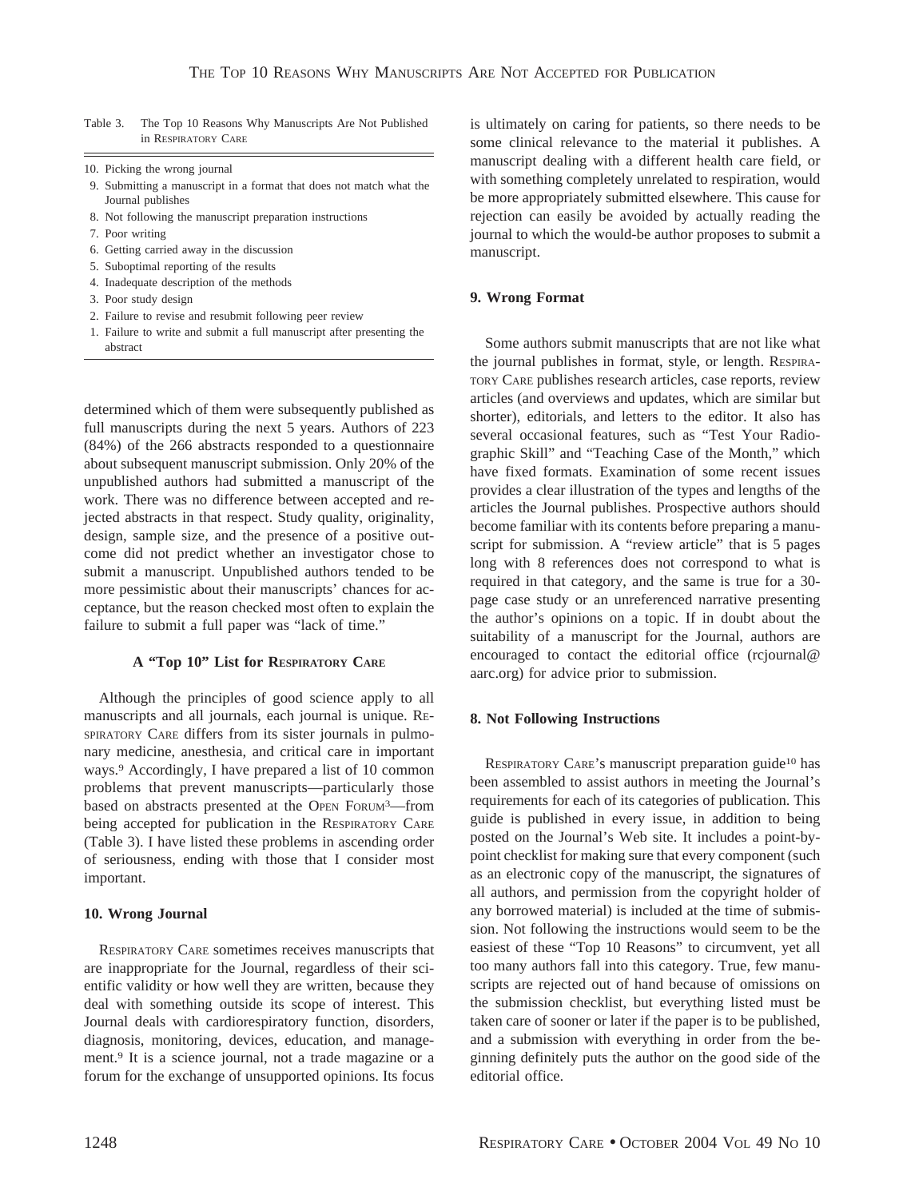Table 3. The Top 10 Reasons Why Manuscripts Are Not Published in RESPIRATORY CARE

10. Picking the wrong journal
9. Submitting a manuscript in a format that does not match what the Journal publishes
8. Not following the manuscript preparation instructions
7. Poor writing
6. Getting carried away in the discussion
5. Suboptimal reporting of the results
4. Inadequate description of the methods
3. Poor study design
2. Failure to revise and resubmit following peer review
1. Failure to write and submit a full manuscript after presenting the abstract

determined which of them were subsequently published as full manuscripts during the next 5 years. Authors of 223 (84%) of the 266 abstracts responded to a questionnaire about subsequent manuscript submission. Only 20% of the unpublished authors had submitted a manuscript of the work. There was no difference between accepted and rejected abstracts in that respect. Study quality, originality, design, sample size, and the presence of a positive outcome did not predict whether an investigator chose to submit a manuscript. Unpublished authors tended to be more pessimistic about their manuscripts' chances for acceptance, but the reason checked most often to explain the failure to submit a full paper was "lack of time."

## A "Top 10" List for RESPIRATORY CARE

Although the principles of good science apply to all manuscripts and all journals, each journal is unique. RESPIRATORY CARE differs from its sister journals in pulmonary medicine, anesthesia, and critical care in important ways.[9] Accordingly, I have prepared a list of 10 common problems that prevent manuscripts—particularly those based on abstracts presented at the OPEN FORUM[3]—from being accepted for publication in the RESPIRATORY CARE (Table 3). I have listed these problems in ascending order of seriousness, ending with those that I consider most important.

### 10. Wrong Journal

RESPIRATORY CARE sometimes receives manuscripts that are inappropriate for the Journal, regardless of their scientific validity or how well they are written, because they deal with something outside its scope of interest. This Journal deals with cardiorespiratory function, disorders, diagnosis, monitoring, devices, education, and management.[9] It is a science journal, not a trade magazine or a forum for the exchange of unsupported opinions. Its focus is ultimately on caring for patients, so there needs to be some clinical relevance to the material it publishes. A manuscript dealing with a different health care field, or with something completely unrelated to respiration, would be more appropriately submitted elsewhere. This cause for rejection can easily be avoided by actually reading the journal to which the would-be author proposes to submit a manuscript.

### 9. Wrong Format

Some authors submit manuscripts that are not like what the journal publishes in format, style, or length. RESPIRATORY CARE publishes research articles, case reports, review articles (and overviews and updates, which are similar but shorter), editorials, and letters to the editor. It also has several occasional features, such as "Test Your Radiographic Skill" and "Teaching Case of the Month," which have fixed formats. Examination of some recent issues provides a clear illustration of the types and lengths of the articles the Journal publishes. Prospective authors should become familiar with its contents before preparing a manuscript for submission. A "review article" that is 5 pages long with 8 references does not correspond to what is required in that category, and the same is true for a 30-page case study or an unreferenced narrative presenting the author's opinions on a topic. If in doubt about the suitability of a manuscript for the Journal, authors are encouraged to contact the editorial office (rcjournal@aarc.org) for advice prior to submission.

### 8. Not Following Instructions

RESPIRATORY CARE's manuscript preparation guide[10] has been assembled to assist authors in meeting the Journal's requirements for each of its categories of publication. This guide is published in every issue, in addition to being posted on the Journal's Web site. It includes a point-by-point checklist for making sure that every component (such as an electronic copy of the manuscript, the signatures of all authors, and permission from the copyright holder of any borrowed material) is included at the time of submission. Not following the instructions would seem to be the easiest of these "Top 10 Reasons" to circumvent, yet all too many authors fall into this category. True, few manuscripts are rejected out of hand because of omissions on the submission checklist, but everything listed must be taken care of sooner or later if the paper is to be published, and a submission with everything in order from the beginning definitely puts the author on the good side of the editorial office.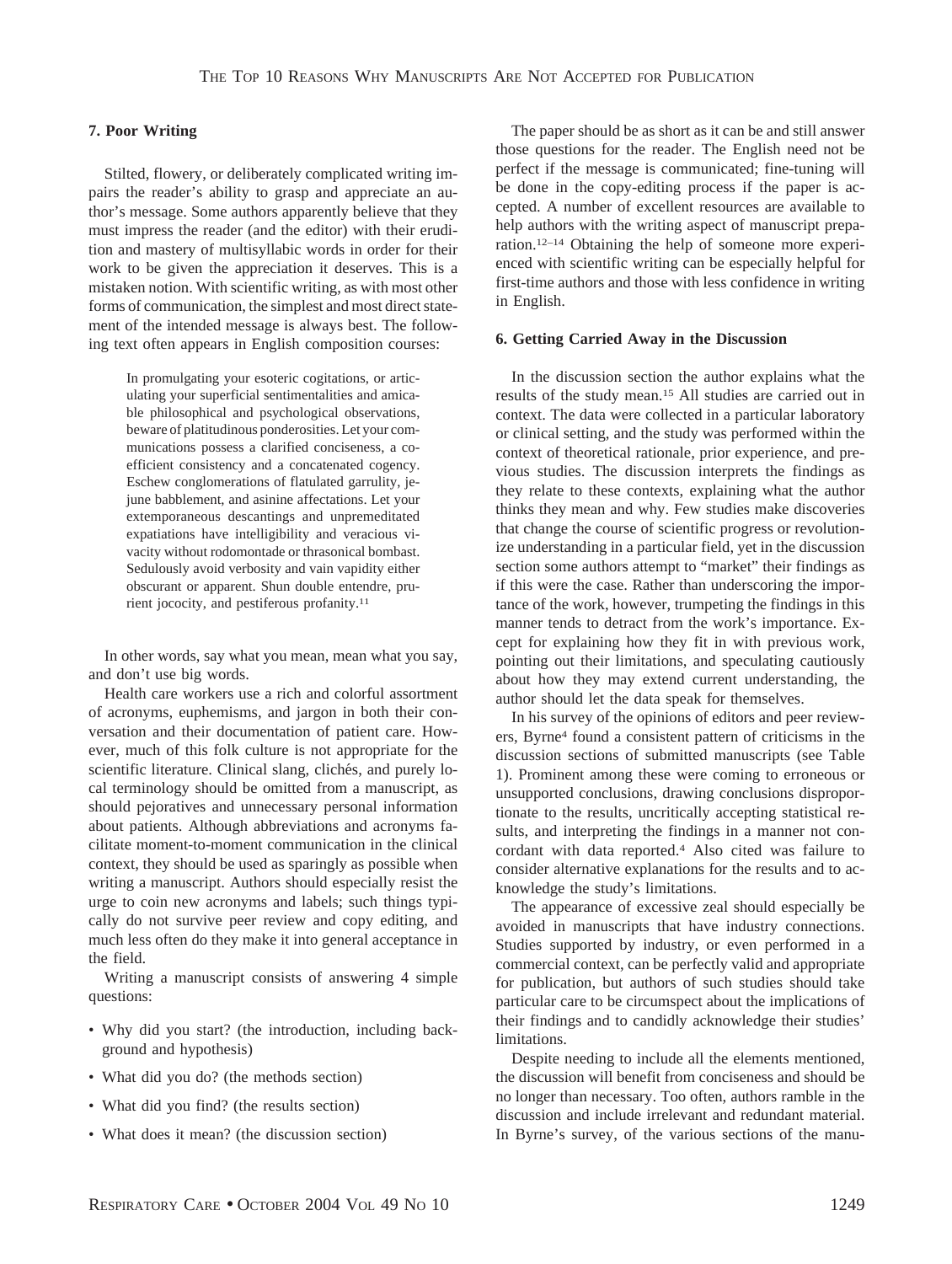### 7. Poor Writing

Stilted, flowery, or deliberately complicated writing impairs the reader's ability to grasp and appreciate an author's message. Some authors apparently believe that they must impress the reader (and the editor) with their erudition and mastery of multisyllabic words in order for their work to be given the appreciation it deserves. This is a mistaken notion. With scientific writing, as with most other forms of communication, the simplest and most direct statement of the intended message is always best. The following text often appears in English composition courses:

> In promulgating your esoteric cogitations, or articulating your superficial sentimentalities and amicable philosophical and psychological observations, beware of platitudinous ponderosities. Let your communications possess a clarified conciseness, a coefficient consistency and a concatenated cogency. Eschew conglomerations of flatulated garrulity, jejune babblement, and asinine affectations. Let your extemporaneous descantings and unpremeditated expatiations have intelligibility and veracious vivacity without rodomontade or thrasonical bombast. Sedulously avoid verbosity and vain vapidity either obscurant or apparent. Shun double entendre, prurient jococity, and pestiferous profanity.[11]

In other words, say what you mean, mean what you say, and don't use big words.

Health care workers use a rich and colorful assortment of acronyms, euphemisms, and jargon in both their conversation and their documentation of patient care. However, much of this folk culture is not appropriate for the scientific literature. Clinical slang, clichés, and purely local terminology should be omitted from a manuscript, as should pejoratives and unnecessary personal information about patients. Although abbreviations and acronyms facilitate moment-to-moment communication in the clinical context, they should be used as sparingly as possible when writing a manuscript. Authors should especially resist the urge to coin new acronyms and labels; such things typically do not survive peer review and copy editing, and much less often do they make it into general acceptance in the field.

Writing a manuscript consists of answering 4 simple questions:

- Why did you start? (the introduction, including background and hypothesis)
- What did you do? (the methods section)
- What did you find? (the results section)
- What does it mean? (the discussion section)

The paper should be as short as it can be and still answer those questions for the reader. The English need not be perfect if the message is communicated; fine-tuning will be done in the copy-editing process if the paper is accepted. A number of excellent resources are available to help authors with the writing aspect of manuscript preparation.[12–14] Obtaining the help of someone more experienced with scientific writing can be especially helpful for first-time authors and those with less confidence in writing in English.

### 6. Getting Carried Away in the Discussion

In the discussion section the author explains what the results of the study mean.[15] All studies are carried out in context. The data were collected in a particular laboratory or clinical setting, and the study was performed within the context of theoretical rationale, prior experience, and previous studies. The discussion interprets the findings as they relate to these contexts, explaining what the author thinks they mean and why. Few studies make discoveries that change the course of scientific progress or revolutionize understanding in a particular field, yet in the discussion section some authors attempt to "market" their findings as if this were the case. Rather than underscoring the importance of the work, however, trumpeting the findings in this manner tends to detract from the work's importance. Except for explaining how they fit in with previous work, pointing out their limitations, and speculating cautiously about how they may extend current understanding, the author should let the data speak for themselves.

In his survey of the opinions of editors and peer reviewers, Byrne[4] found a consistent pattern of criticisms in the discussion sections of submitted manuscripts (see Table 1). Prominent among these were coming to erroneous or unsupported conclusions, drawing conclusions disproportionate to the results, uncritically accepting statistical results, and interpreting the findings in a manner not concordant with data reported.[4] Also cited was failure to consider alternative explanations for the results and to acknowledge the study's limitations.

The appearance of excessive zeal should especially be avoided in manuscripts that have industry connections. Studies supported by industry, or even performed in a commercial context, can be perfectly valid and appropriate for publication, but authors of such studies should take particular care to be circumspect about the implications of their findings and to candidly acknowledge their studies' limitations.

Despite needing to include all the elements mentioned, the discussion will benefit from conciseness and should be no longer than necessary. Too often, authors ramble in the discussion and include irrelevant and redundant material. In Byrne's survey, of the various sections of the manu-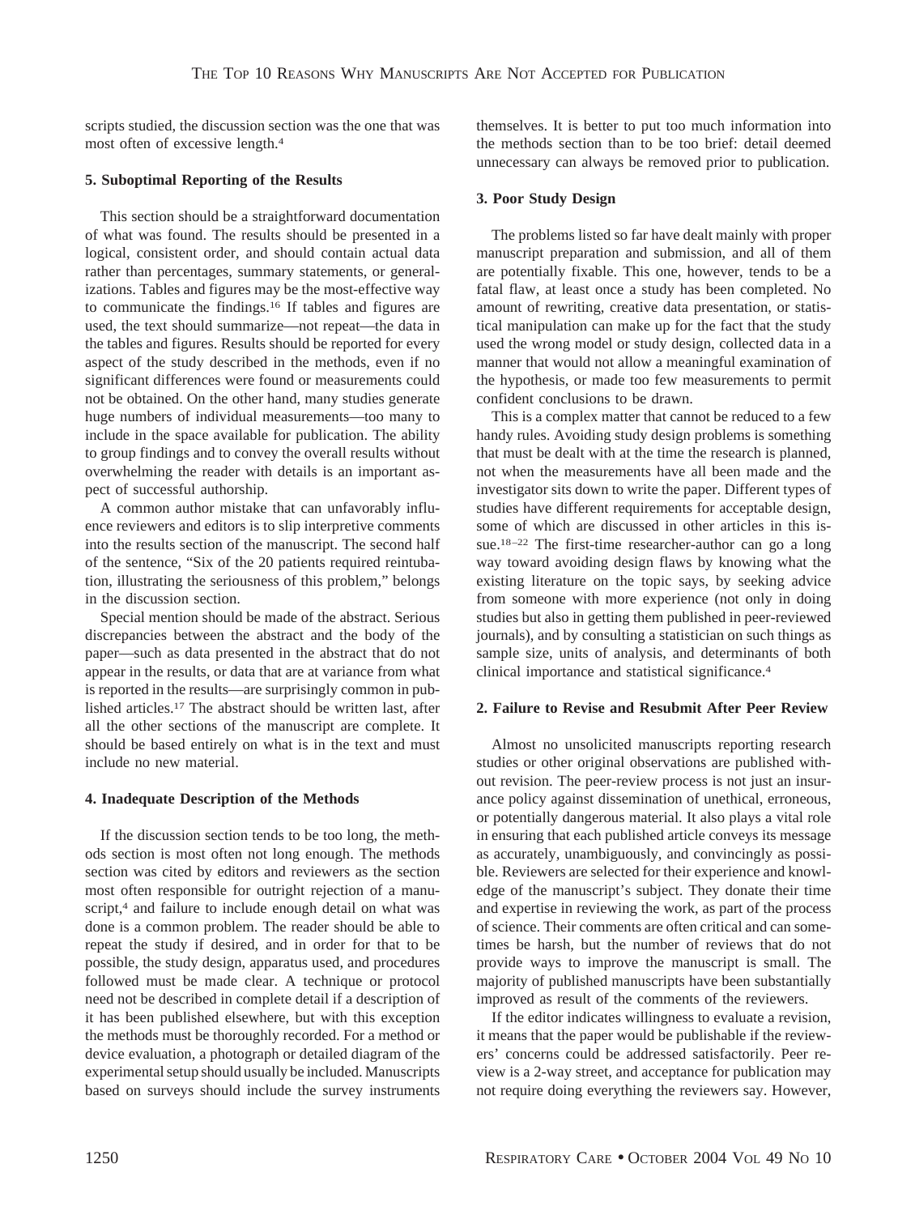scripts studied, the discussion section was the one that was most often of excessive length.[4]

### 5. Suboptimal Reporting of the Results

This section should be a straightforward documentation of what was found. The results should be presented in a logical, consistent order, and should contain actual data rather than percentages, summary statements, or generalizations. Tables and figures may be the most-effective way to communicate the findings.[16] If tables and figures are used, the text should summarize—not repeat—the data in the tables and figures. Results should be reported for every aspect of the study described in the methods, even if no significant differences were found or measurements could not be obtained. On the other hand, many studies generate huge numbers of individual measurements—too many to include in the space available for publication. The ability to group findings and to convey the overall results without overwhelming the reader with details is an important aspect of successful authorship.

A common author mistake that can unfavorably influence reviewers and editors is to slip interpretive comments into the results section of the manuscript. The second half of the sentence, "Six of the 20 patients required reintubation, illustrating the seriousness of this problem," belongs in the discussion section.

Special mention should be made of the abstract. Serious discrepancies between the abstract and the body of the paper—such as data presented in the abstract that do not appear in the results, or data that are at variance from what is reported in the results—are surprisingly common in published articles.[17] The abstract should be written last, after all the other sections of the manuscript are complete. It should be based entirely on what is in the text and must include no new material.

### 4. Inadequate Description of the Methods

If the discussion section tends to be too long, the methods section is most often not long enough. The methods section was cited by editors and reviewers as the section most often responsible for outright rejection of a manuscript,[4] and failure to include enough detail on what was done is a common problem. The reader should be able to repeat the study if desired, and in order for that to be possible, the study design, apparatus used, and procedures followed must be made clear. A technique or protocol need not be described in complete detail if a description of it has been published elsewhere, but with this exception the methods must be thoroughly recorded. For a method or device evaluation, a photograph or detailed diagram of the experimental setup should usually be included. Manuscripts based on surveys should include the survey instruments themselves. It is better to put too much information into the methods section than to be too brief: detail deemed unnecessary can always be removed prior to publication.

### 3. Poor Study Design

The problems listed so far have dealt mainly with proper manuscript preparation and submission, and all of them are potentially fixable. This one, however, tends to be a fatal flaw, at least once a study has been completed. No amount of rewriting, creative data presentation, or statistical manipulation can make up for the fact that the study used the wrong model or study design, collected data in a manner that would not allow a meaningful examination of the hypothesis, or made too few measurements to permit confident conclusions to be drawn.

This is a complex matter that cannot be reduced to a few handy rules. Avoiding study design problems is something that must be dealt with at the time the research is planned, not when the measurements have all been made and the investigator sits down to write the paper. Different types of studies have different requirements for acceptable design, some of which are discussed in other articles in this issue.[18–22] The first-time researcher-author can go a long way toward avoiding design flaws by knowing what the existing literature on the topic says, by seeking advice from someone with more experience (not only in doing studies but also in getting them published in peer-reviewed journals), and by consulting a statistician on such things as sample size, units of analysis, and determinants of both clinical importance and statistical significance.[4]

### 2. Failure to Revise and Resubmit After Peer Review

Almost no unsolicited manuscripts reporting research studies or other original observations are published without revision. The peer-review process is not just an insurance policy against dissemination of unethical, erroneous, or potentially dangerous material. It also plays a vital role in ensuring that each published article conveys its message as accurately, unambiguously, and convincingly as possible. Reviewers are selected for their experience and knowledge of the manuscript's subject. They donate their time and expertise in reviewing the work, as part of the process of science. Their comments are often critical and can sometimes be harsh, but the number of reviews that do not provide ways to improve the manuscript is small. The majority of published manuscripts have been substantially improved as result of the comments of the reviewers.

If the editor indicates willingness to evaluate a revision, it means that the paper would be publishable if the reviewers' concerns could be addressed satisfactorily. Peer review is a 2-way street, and acceptance for publication may not require doing everything the reviewers say. However,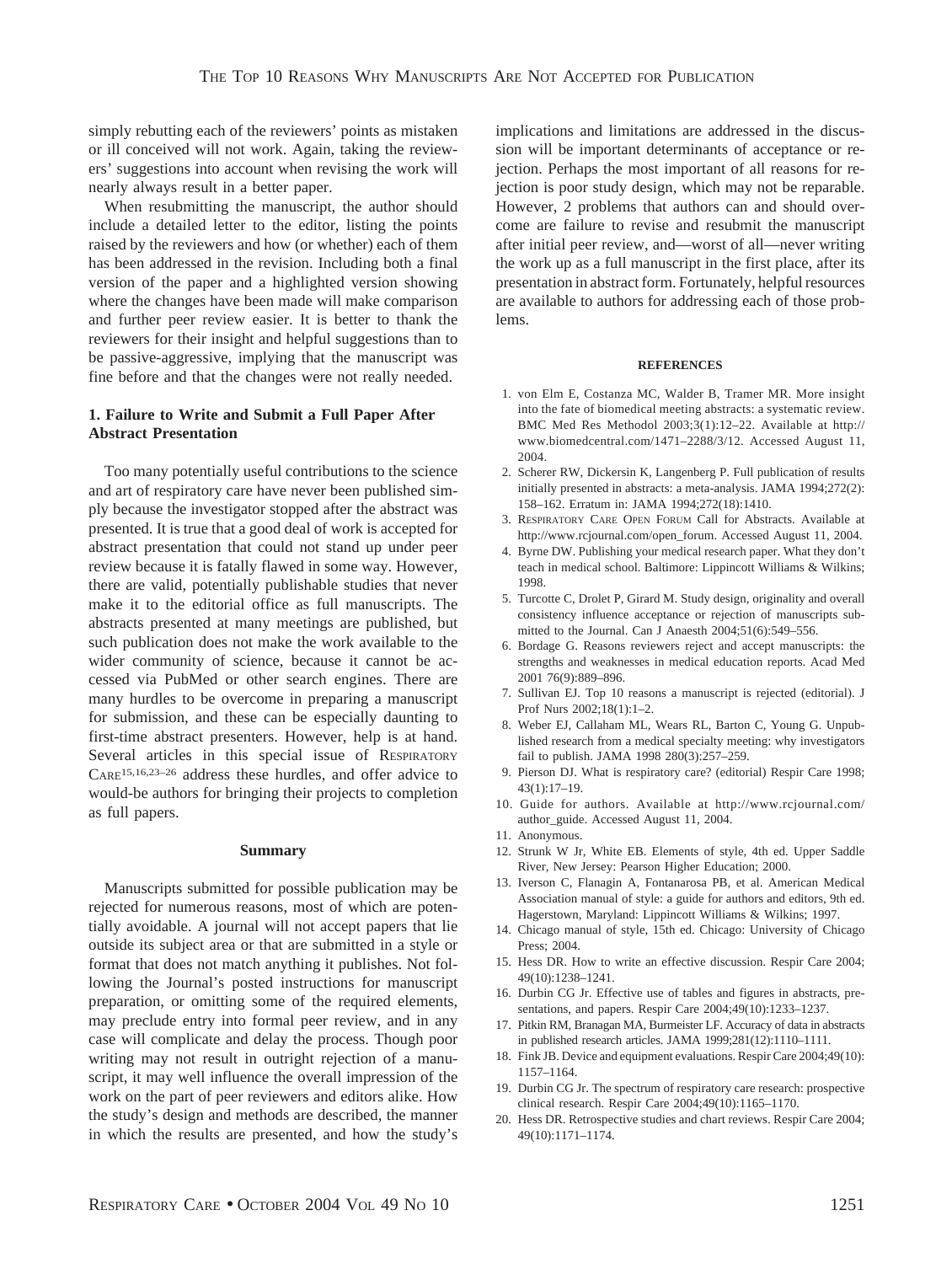simply rebutting each of the reviewers' points as mistaken or ill conceived will not work. Again, taking the reviewers' suggestions into account when revising the work will nearly always result in a better paper.

When resubmitting the manuscript, the author should include a detailed letter to the editor, listing the points raised by the reviewers and how (or whether) each of them has been addressed in the revision. Including both a final version of the paper and a highlighted version showing where the changes have been made will make comparison and further peer review easier. It is better to thank the reviewers for their insight and helpful suggestions than to be passive-aggressive, implying that the manuscript was fine before and that the changes were not really needed.

### 1. Failure to Write and Submit a Full Paper After Abstract Presentation

Too many potentially useful contributions to the science and art of respiratory care have never been published simply because the investigator stopped after the abstract was presented. It is true that a good deal of work is accepted for abstract presentation that could not stand up under peer review because it is fatally flawed in some way. However, there are valid, potentially publishable studies that never make it to the editorial office as full manuscripts. The abstracts presented at many meetings are published, but such publication does not make the work available to the wider community of science, because it cannot be accessed via PubMed or other search engines. There are many hurdles to be overcome in preparing a manuscript for submission, and these can be especially daunting to first-time abstract presenters. However, help is at hand. Several articles in this special issue of RESPIRATORY CARE[15,16,23–26] address these hurdles, and offer advice to would-be authors for bringing their projects to completion as full papers.

## Summary

Manuscripts submitted for possible publication may be rejected for numerous reasons, most of which are potentially avoidable. A journal will not accept papers that lie outside its subject area or that are submitted in a style or format that does not match anything it publishes. Not following the Journal's posted instructions for manuscript preparation, or omitting some of the required elements, may preclude entry into formal peer review, and in any case will complicate and delay the process. Though poor writing may not result in outright rejection of a manuscript, it may well influence the overall impression of the work on the part of peer reviewers and editors alike. How the study's design and methods are described, the manner in which the results are presented, and how the study's implications and limitations are addressed in the discussion will be important determinants of acceptance or rejection. Perhaps the most important of all reasons for rejection is poor study design, which may not be reparable. However, 2 problems that authors can and should overcome are failure to revise and resubmit the manuscript after initial peer review, and—worst of all—never writing the work up as a full manuscript in the first place, after its presentation in abstract form. Fortunately, helpful resources are available to authors for addressing each of those problems.

## REFERENCES

1. von Elm E, Costanza MC, Walder B, Tramer MR. More insight into the fate of biomedical meeting abstracts: a systematic review. BMC Med Res Methodol 2003;3(1):12–22. Available at http://www.biomedcentral.com/1471–2288/3/12. Accessed August 11, 2004.
2. Scherer RW, Dickersin K, Langenberg P. Full publication of results initially presented in abstracts: a meta-analysis. JAMA 1994;272(2): 158–162. Erratum in: JAMA 1994;272(18):1410.
3. RESPIRATORY CARE OPEN FORUM Call for Abstracts. Available at http://www.rcjournal.com/open_forum. Accessed August 11, 2004.
4. Byrne DW. Publishing your medical research paper. What they don't teach in medical school. Baltimore: Lippincott Williams & Wilkins; 1998.
5. Turcotte C, Drolet P, Girard M. Study design, originality and overall consistency influence acceptance or rejection of manuscripts submitted to the Journal. Can J Anaesth 2004;51(6):549–556.
6. Bordage G. Reasons reviewers reject and accept manuscripts: the strengths and weaknesses in medical education reports. Acad Med 2001 76(9):889–896.
7. Sullivan EJ. Top 10 reasons a manuscript is rejected (editorial). J Prof Nurs 2002;18(1):1–2.
8. Weber EJ, Callaham ML, Wears RL, Barton C, Young G. Unpublished research from a medical specialty meeting: why investigators fail to publish. JAMA 1998 280(3):257–259.
9. Pierson DJ. What is respiratory care? (editorial) Respir Care 1998; 43(1):17–19.
10. Guide for authors. Available at http://www.rcjournal.com/author_guide. Accessed August 11, 2004.
11. Anonymous.
12. Strunk W Jr, White EB. Elements of style, 4th ed. Upper Saddle River, New Jersey: Pearson Higher Education; 2000.
13. Iverson C, Flanagin A, Fontanarosa PB, et al. American Medical Association manual of style: a guide for authors and editors, 9th ed. Hagerstown, Maryland: Lippincott Williams & Wilkins; 1997.
14. Chicago manual of style, 15th ed. Chicago: University of Chicago Press; 2004.
15. Hess DR. How to write an effective discussion. Respir Care 2004; 49(10):1238–1241.
16. Durbin CG Jr. Effective use of tables and figures in abstracts, presentations, and papers. Respir Care 2004;49(10):1233–1237.
17. Pitkin RM, Branagan MA, Burmeister LF. Accuracy of data in abstracts in published research articles. JAMA 1999;281(12):1110–1111.
18. Fink JB. Device and equipment evaluations. Respir Care 2004;49(10): 1157–1164.
19. Durbin CG Jr. The spectrum of respiratory care research: prospective clinical research. Respir Care 2004;49(10):1165–1170.
20. Hess DR. Retrospective studies and chart reviews. Respir Care 2004; 49(10):1171–1174.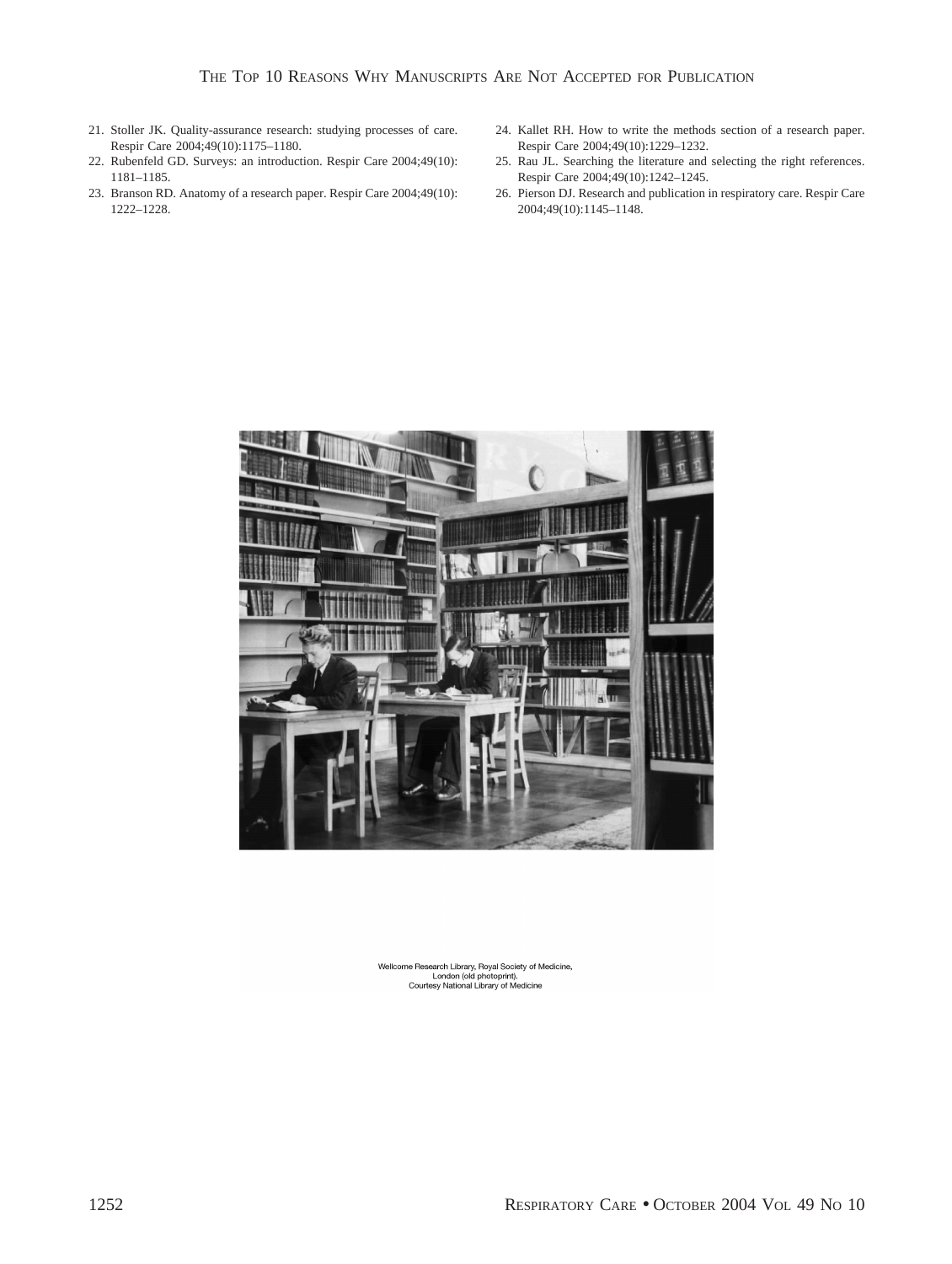21. Stoller JK. Quality-assurance research: studying processes of care. Respir Care 2004;49(10):1175–1180.
22. Rubenfeld GD. Surveys: an introduction. Respir Care 2004;49(10): 1181–1185.
23. Branson RD. Anatomy of a research paper. Respir Care 2004;49(10): 1222–1228.
24. Kallet RH. How to write the methods section of a research paper. Respir Care 2004;49(10):1229–1232.
25. Rau JL. Searching the literature and selecting the right references. Respir Care 2004;49(10):1242–1245.
26. Pierson DJ. Research and publication in respiratory care. Respir Care 2004;49(10):1145–1148.

Wellcome Research Library, Royal Society of Medicine, London (old photoprint).
Courtesy National Library of Medicine